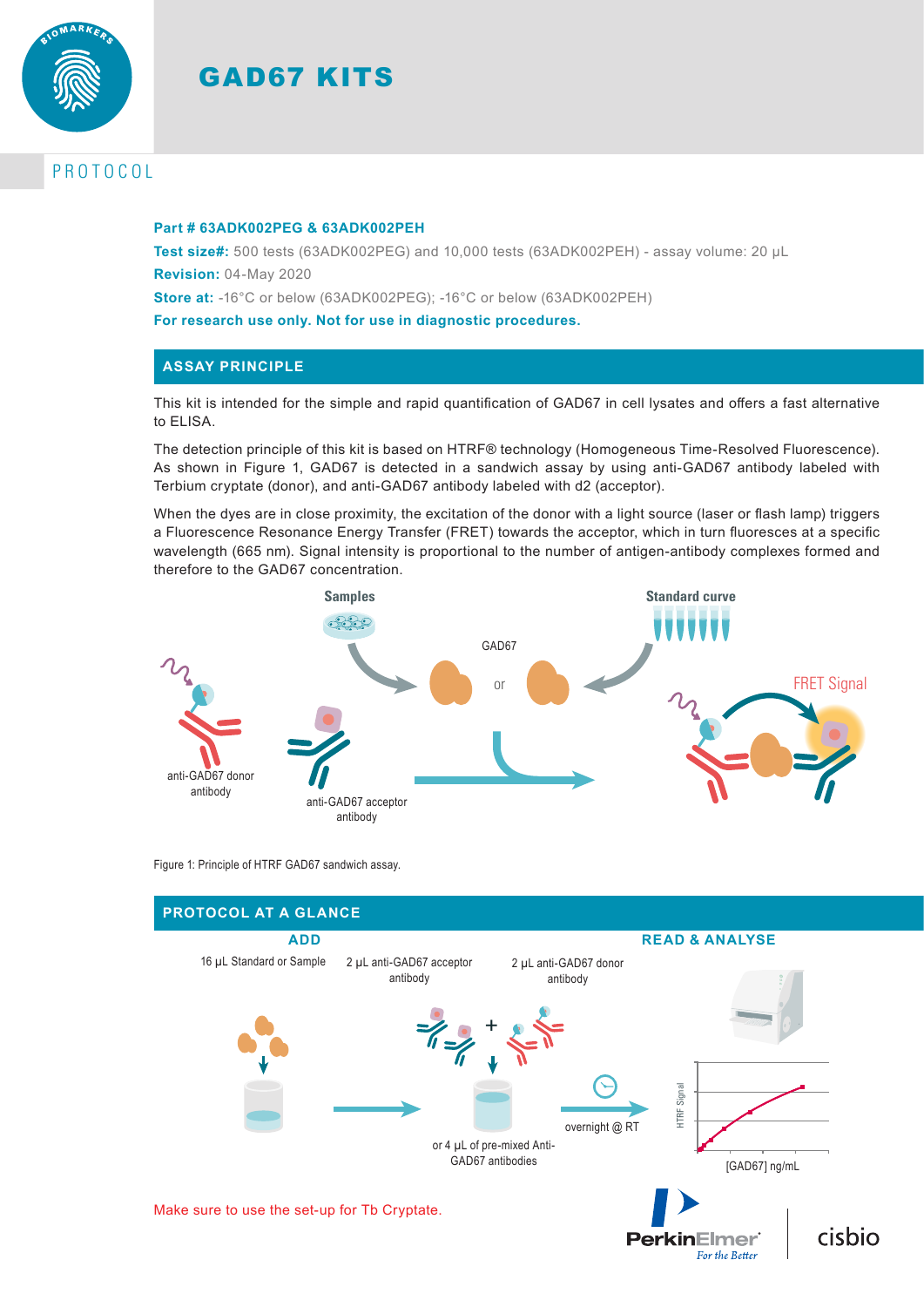# GAD67 KITS

## PROTOCOL

**Part # 63ADK002PEG & 63ADK002PEH**

**Test size#:** 500 tests (63ADK002PEG) and 10,000 tests (63ADK002PEH) - assay volume: 20 µL

**Revision:** 04-May 2020

**Store at:** -16°C or below (63ADK002PEG); -16°C or below (63ADK002PEH)

**For research use only. Not for use in diagnostic procedures.**

## ASSAY PRINCIPLE

This kit is intended for the simple and rapid quantification of GAD67 in cell lysates and offers a fast alternative to ELISA.

The detection principle of this kit is based on HTRF® technology (Homogeneous Time-Resolved Fluorescence). As shown in Figure 1, GAD67 is detected in a sandwich assay by using anti-GAD67 antibody labeled with Terbium cryptate (donor), and anti-GAD67 antibody labeled with d2 (acceptor).

When the dyes are in close proximity, the excitation of the donor with a light source (laser or flash lamp) triggers a Fluorescence Resonance Energy Transfer (FRET) towards the acceptor, which in turn fluoresces at a specific wavelength (665 nm). Signal intensity is proportional to the number of antigen-antibody complexes formed and therefore to the GAD67 concentration.

Figure 1: Principle of HTRF GAD67 sandwich assay.

## PROTOCOL AT A GLANCE

**ADD**

- 16 µL Standard or Sample
- 2 µL anti-GAD67 acceptor antibody + 2 µL anti-GAD67 donor antibody (or 4 µL of pre-mixed Anti-GAD67 antibodies)
- overnight @ RT

**READ & ANALYSE**

Make sure to use the set-up for Tb Cryptate.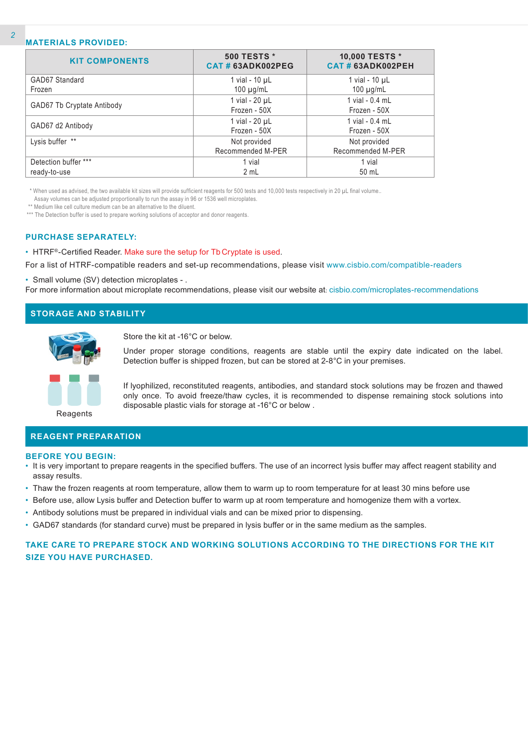## MATERIALS PROVIDED:

| KIT COMPONENTS | 500 TESTS * CAT # 63ADK002PEG | 10,000 TESTS * CAT # 63ADK002PEH |
|---|---|---|
| GAD67 Standard Frozen | 1 vial - 10 µL 100 µg/mL | 1 vial - 10 µL 100 µg/mL |
| GAD67 Tb Cryptate Antibody | 1 vial - 20 µL Frozen - 50X | 1 vial - 0.4 mL Frozen - 50X |
| GAD67 d2 Antibody | 1 vial - 20 µL Frozen - 50X | 1 vial - 0.4 mL Frozen - 50X |
| Lysis buffer ** | Not provided Recommended M-PER | Not provided Recommended M-PER |
| Detection buffer *** ready-to-use | 1 vial 2 mL | 1 vial 50 mL |

* When used as advised, the two available kit sizes will provide sufficient reagents for 500 tests and 10,000 tests respectively in 20 µL final volume..
Assay volumes can be adjusted proportionally to run the assay in 96 or 1536 well microplates.
** Medium like cell culture medium can be an alternative to the diluent.
*** The Detection buffer is used to prepare working solutions of acceptor and donor reagents.

## PURCHASE SEPARATELY:

- HTRF®-Certified Reader. Make sure the setup for Tb Cryptate is used.

For a list of HTRF-compatible readers and set-up recommendations, please visit www.cisbio.com/compatible-readers

- Small volume (SV) detection microplates - .

For more information about microplate recommendations, please visit our website at: cisbio.com/microplates-recommendations

## STORAGE AND STABILITY

Reagents

Store the kit at -16°C or below.

Under proper storage conditions, reagents are stable until the expiry date indicated on the label. Detection buffer is shipped frozen, but can be stored at 2-8°C in your premises.

If lyophilized, reconstituted reagents, antibodies, and standard stock solutions may be frozen and thawed only once. To avoid freeze/thaw cycles, it is recommended to dispense remaining stock solutions into disposable plastic vials for storage at -16°C or below .

## REAGENT PREPARATION

### BEFORE YOU BEGIN:

- It is very important to prepare reagents in the specified buffers. The use of an incorrect lysis buffer may affect reagent stability and assay results.
- Thaw the frozen reagents at room temperature, allow them to warm up to room temperature for at least 30 mins before use
- Before use, allow Lysis buffer and Detection buffer to warm up at room temperature and homogenize them with a vortex.
- Antibody solutions must be prepared in individual vials and can be mixed prior to dispensing.
- GAD67 standards (for standard curve) must be prepared in lysis buffer or in the same medium as the samples.

**TAKE CARE TO PREPARE STOCK AND WORKING SOLUTIONS ACCORDING TO THE DIRECTIONS FOR THE KIT SIZE YOU HAVE PURCHASED.**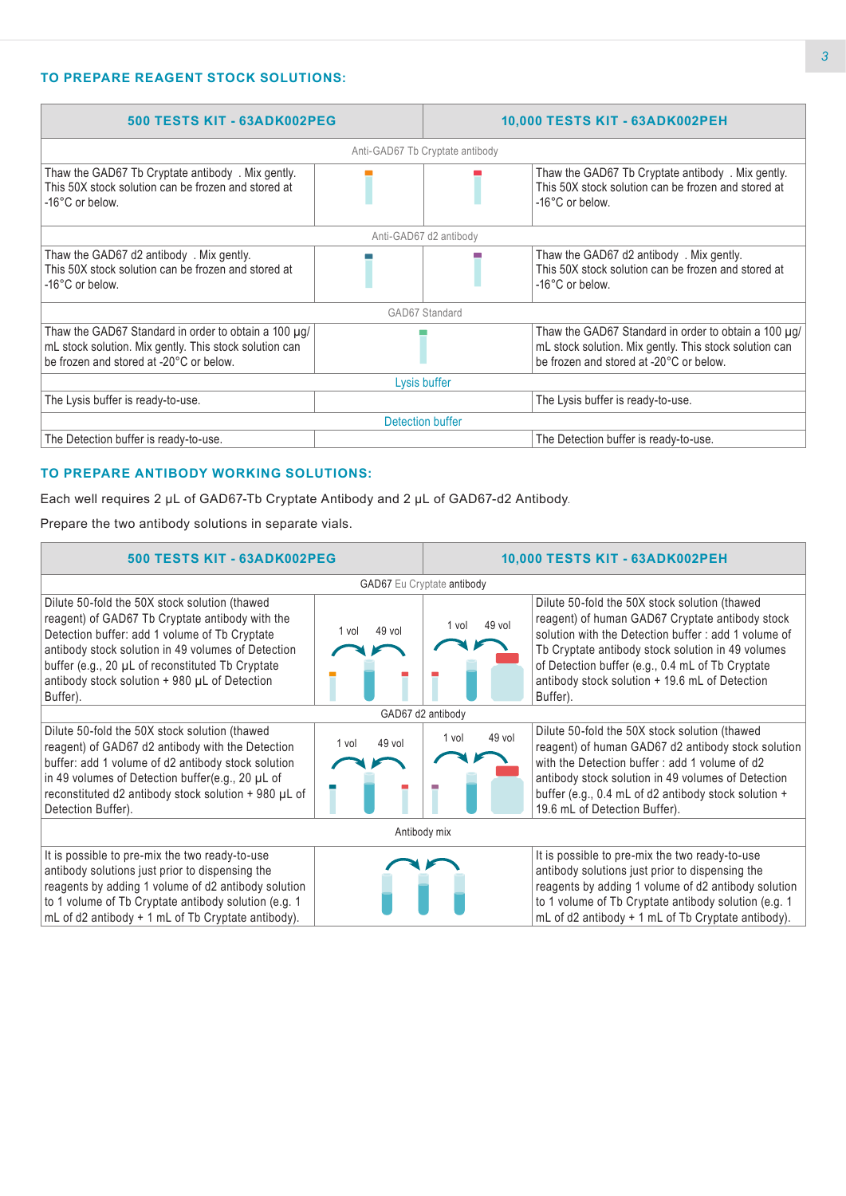### TO PREPARE REAGENT STOCK SOLUTIONS:

| 500 TESTS KIT - 63ADK002PEG | | | 10,000 TESTS KIT - 63ADK002PEH |
|---|---|---|---|
| Anti-GAD67 Tb Cryptate antibody | | | |
| Thaw the GAD67 Tb Cryptate antibody . Mix gently. This 50X stock solution can be frozen and stored at -16°C or below. | | | Thaw the GAD67 Tb Cryptate antibody . Mix gently. This 50X stock solution can be frozen and stored at -16°C or below. |
| Anti-GAD67 d2 antibody | | | |
| Thaw the GAD67 d2 antibody . Mix gently. This 50X stock solution can be frozen and stored at -16°C or below. | | | Thaw the GAD67 d2 antibody . Mix gently. This 50X stock solution can be frozen and stored at -16°C or below. |
| GAD67 Standard | | | |
| Thaw the GAD67 Standard in order to obtain a 100 µg/mL stock solution. Mix gently. This stock solution can be frozen and stored at -20°C or below. | | | Thaw the GAD67 Standard in order to obtain a 100 µg/mL stock solution. Mix gently. This stock solution can be frozen and stored at -20°C or below. |
| Lysis buffer | | | |
| The Lysis buffer is ready-to-use. | | | The Lysis buffer is ready-to-use. |
| Detection buffer | | | |
| The Detection buffer is ready-to-use. | | | The Detection buffer is ready-to-use. |

### TO PREPARE ANTIBODY WORKING SOLUTIONS:

Each well requires 2 µL of GAD67-Tb Cryptate Antibody and 2 µL of GAD67-d2 Antibody.

Prepare the two antibody solutions in separate vials.

| 500 TESTS KIT - 63ADK002PEG | | | 10,000 TESTS KIT - 63ADK002PEH |
|---|---|---|---|
| GAD67 Eu Cryptate antibody | | | |
| Dilute 50-fold the 50X stock solution (thawed reagent) of GAD67 Tb Cryptate antibody with the Detection buffer: add 1 volume of Tb Cryptate antibody stock solution in 49 volumes of Detection buffer (e.g., 20 µL of reconstituted Tb Cryptate antibody stock solution + 980 µL of Detection Buffer). | 1 vol 49 vol | 1 vol 49 vol | Dilute 50-fold the 50X stock solution (thawed reagent) of human GAD67 Cryptate antibody stock solution with the Detection buffer : add 1 volume of Tb Cryptate antibody stock solution in 49 volumes of Detection buffer (e.g., 0.4 mL of Tb Cryptate antibody stock solution + 19.6 mL of Detection Buffer). |
| GAD67 d2 antibody | | | |
| Dilute 50-fold the 50X stock solution (thawed reagent) of GAD67 d2 antibody with the Detection buffer: add 1 volume of d2 antibody stock solution in 49 volumes of Detection buffer(e.g., 20 µL of reconstituted d2 antibody stock solution + 980 µL of Detection Buffer). | 1 vol 49 vol | 1 vol 49 vol | Dilute 50-fold the 50X stock solution (thawed reagent) of human GAD67 d2 antibody stock solution with the Detection buffer : add 1 volume of d2 antibody stock solution in 49 volumes of Detection buffer (e.g., 0.4 mL of d2 antibody stock solution + 19.6 mL of Detection Buffer). |
| Antibody mix | | | |
| It is possible to pre-mix the two ready-to-use antibody solutions just prior to dispensing the reagents by adding 1 volume of d2 antibody solution to 1 volume of Tb Cryptate antibody solution (e.g. 1 mL of d2 antibody + 1 mL of Tb Cryptate antibody). | | | It is possible to pre-mix the two ready-to-use antibody solutions just prior to dispensing the reagents by adding 1 volume of d2 antibody solution to 1 volume of Tb Cryptate antibody solution (e.g. 1 mL of d2 antibody + 1 mL of Tb Cryptate antibody). |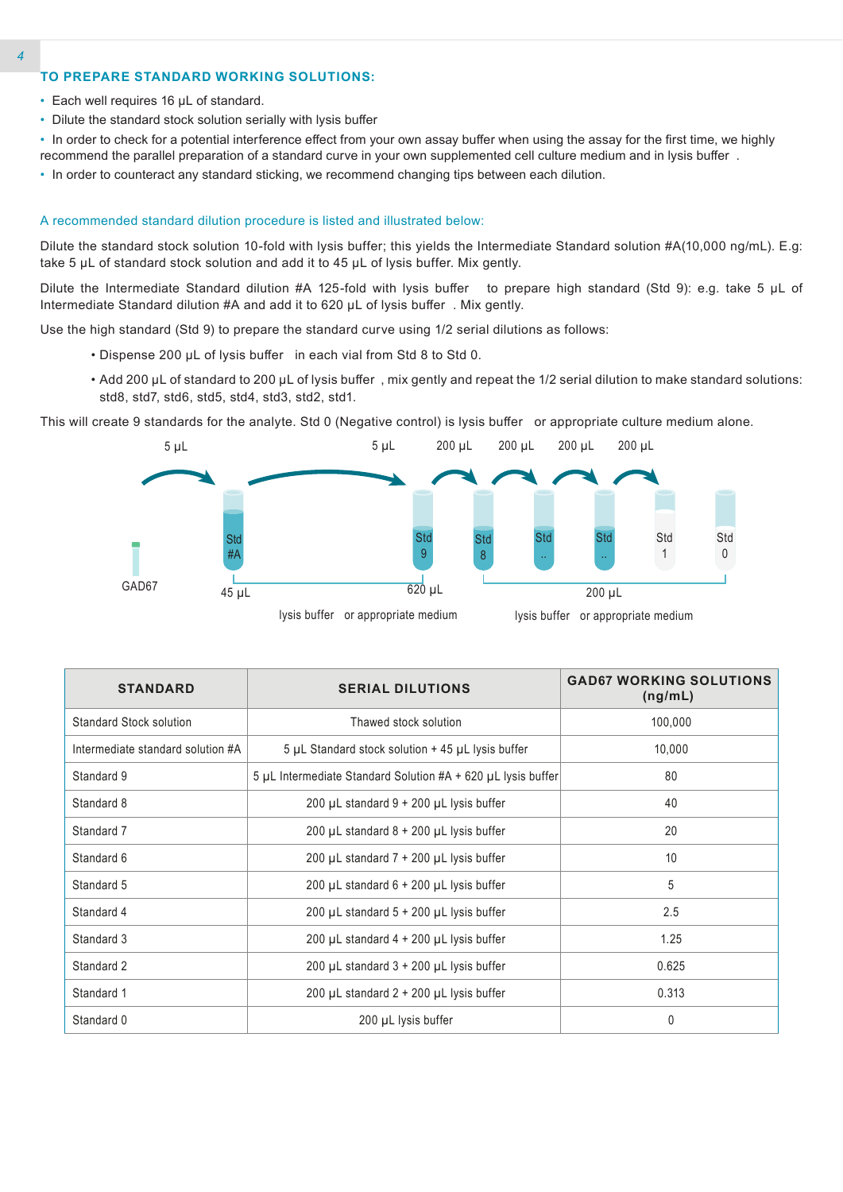## TO PREPARE STANDARD WORKING SOLUTIONS:

- Each well requires 16 µL of standard.
- Dilute the standard stock solution serially with lysis buffer
- In order to check for a potential interference effect from your own assay buffer when using the assay for the first time, we highly recommend the parallel preparation of a standard curve in your own supplemented cell culture medium and in lysis buffer .
- In order to counteract any standard sticking, we recommend changing tips between each dilution.

A recommended standard dilution procedure is listed and illustrated below:

Dilute the standard stock solution 10-fold with lysis buffer; this yields the Intermediate Standard solution #A(10,000 ng/mL). E.g: take 5 µL of standard stock solution and add it to 45 µL of lysis buffer. Mix gently.

Dilute the Intermediate Standard dilution #A 125-fold with lysis buffer to prepare high standard (Std 9): e.g. take 5 µL of Intermediate Standard dilution #A and add it to 620 µL of lysis buffer . Mix gently.

Use the high standard (Std 9) to prepare the standard curve using 1/2 serial dilutions as follows:

- Dispense 200 µL of lysis buffer in each vial from Std 8 to Std 0.
- Add 200 µL of standard to 200 µL of lysis buffer , mix gently and repeat the 1/2 serial dilution to make standard solutions: std8, std7, std6, std5, std4, std3, std2, std1.

This will create 9 standards for the analyte. Std 0 (Negative control) is lysis buffer or appropriate culture medium alone.

5 µL — 5 µL — 200 µL — 200 µL — 200 µL — 200 µL

GAD67 — Std #A — Std 9 — Std 8 — Std .. — Std .. — Std 1 — Std 0

45 µL — 620 µL lysis buffer or appropriate medium — 200 µL lysis buffer or appropriate medium

| STANDARD | SERIAL DILUTIONS | GAD67 WORKING SOLUTIONS (ng/mL) |
|---|---|---|
| Standard Stock solution | Thawed stock solution | 100,000 |
| Intermediate standard solution #A | 5 µL Standard stock solution + 45 µL lysis buffer | 10,000 |
| Standard 9 | 5 µL Intermediate Standard Solution #A + 620 µL lysis buffer | 80 |
| Standard 8 | 200 µL standard 9 + 200 µL lysis buffer | 40 |
| Standard 7 | 200 µL standard 8 + 200 µL lysis buffer | 20 |
| Standard 6 | 200 µL standard 7 + 200 µL lysis buffer | 10 |
| Standard 5 | 200 µL standard 6 + 200 µL lysis buffer | 5 |
| Standard 4 | 200 µL standard 5 + 200 µL lysis buffer | 2.5 |
| Standard 3 | 200 µL standard 4 + 200 µL lysis buffer | 1.25 |
| Standard 2 | 200 µL standard 3 + 200 µL lysis buffer | 0.625 |
| Standard 1 | 200 µL standard 2 + 200 µL lysis buffer | 0.313 |
| Standard 0 | 200 µL lysis buffer | 0 |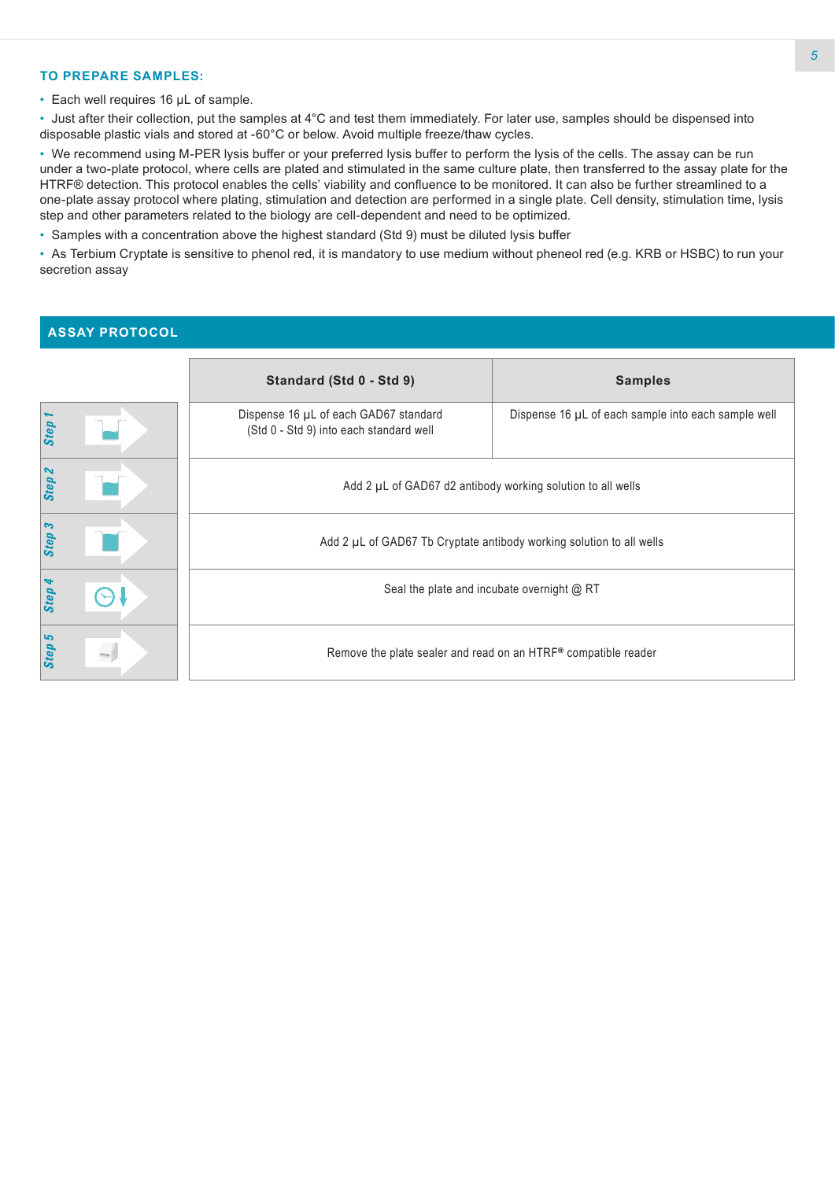### TO PREPARE SAMPLES:

- Each well requires 16 µL of sample.
- Just after their collection, put the samples at 4°C and test them immediately. For later use, samples should be dispensed into disposable plastic vials and stored at -60°C or below. Avoid multiple freeze/thaw cycles.
- We recommend using M-PER lysis buffer or your preferred lysis buffer to perform the lysis of the cells. The assay can be run under a two-plate protocol, where cells are plated and stimulated in the same culture plate, then transferred to the assay plate for the HTRF® detection. This protocol enables the cells' viability and confluence to be monitored. It can also be further streamlined to a one-plate assay protocol where plating, stimulation and detection are performed in a single plate. Cell density, stimulation time, lysis step and other parameters related to the biology are cell-dependent and need to be optimized.
- Samples with a concentration above the highest standard (Std 9) must be diluted lysis buffer
- As Terbium Cryptate is sensitive to phenol red, it is mandatory to use medium without pheneol red (e.g. KRB or HSBC) to run your secretion assay

## ASSAY PROTOCOL

| | Standard (Std 0 - Std 9) | Samples |
|---|---|---|
| Step 1 | Dispense 16 µL of each GAD67 standard (Std 0 - Std 9) into each standard well | Dispense 16 µL of each sample into each sample well |
| Step 2 | Add 2 µL of GAD67 d2 antibody working solution to all wells | |
| Step 3 | Add 2 µL of GAD67 Tb Cryptate antibody working solution to all wells | |
| Step 4 | Seal the plate and incubate overnight @ RT | |
| Step 5 | Remove the plate sealer and read on an HTRF® compatible reader | |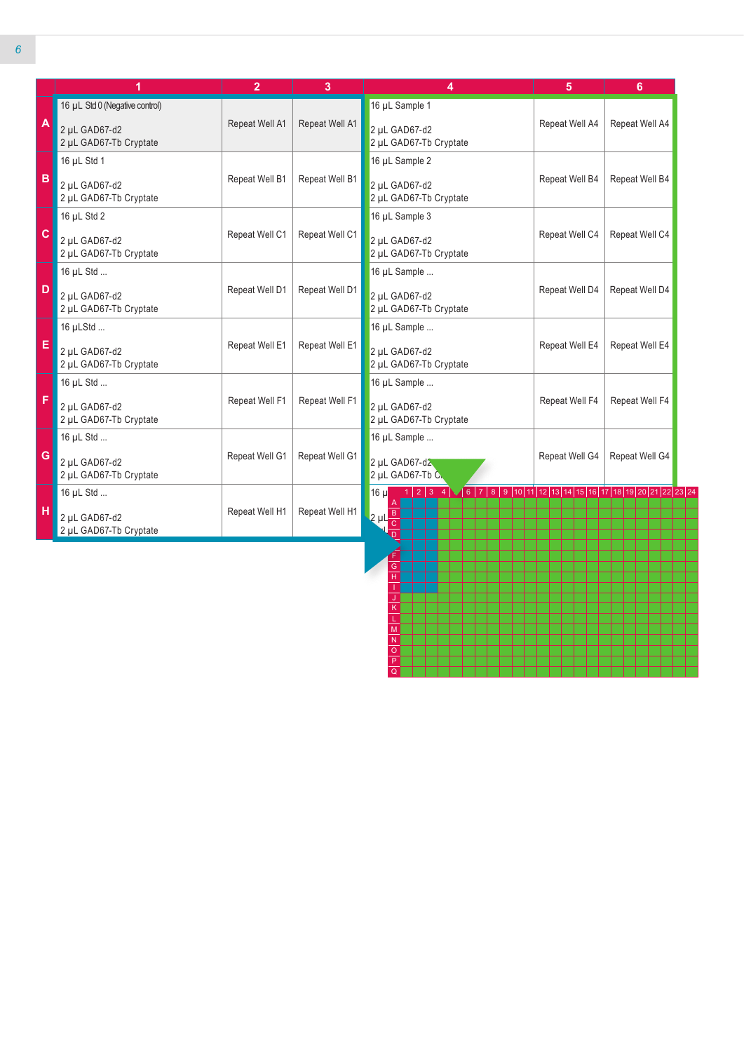| | 1 | 2 | 3 | 4 | 5 | 6 |
|---|---|---|---|---|---|---|
| A | 16 µL Std 0 (Negative control)<br><br>2 µL GAD67-d2<br>2 µL GAD67-Tb Cryptate | Repeat Well A1 | Repeat Well A1 | 16 µL Sample 1<br><br>2 µL GAD67-d2<br>2 µL GAD67-Tb Cryptate | Repeat Well A4 | Repeat Well A4 |
| B | 16 µL Std 1<br><br>2 µL GAD67-d2<br>2 µL GAD67-Tb Cryptate | Repeat Well B1 | Repeat Well B1 | 16 µL Sample 2<br><br>2 µL GAD67-d2<br>2 µL GAD67-Tb Cryptate | Repeat Well B4 | Repeat Well B4 |
| C | 16 µL Std 2<br><br>2 µL GAD67-d2<br>2 µL GAD67-Tb Cryptate | Repeat Well C1 | Repeat Well C1 | 16 µL Sample 3<br><br>2 µL GAD67-d2<br>2 µL GAD67-Tb Cryptate | Repeat Well C4 | Repeat Well C4 |
| D | 16 µL Std ...<br><br>2 µL GAD67-d2<br>2 µL GAD67-Tb Cryptate | Repeat Well D1 | Repeat Well D1 | 16 µL Sample ...<br><br>2 µL GAD67-d2<br>2 µL GAD67-Tb Cryptate | Repeat Well D4 | Repeat Well D4 |
| E | 16 µLStd ...<br><br>2 µL GAD67-d2<br>2 µL GAD67-Tb Cryptate | Repeat Well E1 | Repeat Well E1 | 16 µL Sample ...<br><br>2 µL GAD67-d2<br>2 µL GAD67-Tb Cryptate | Repeat Well E4 | Repeat Well E4 |
| F | 16 µL Std ...<br><br>2 µL GAD67-d2<br>2 µL GAD67-Tb Cryptate | Repeat Well F1 | Repeat Well F1 | 16 µL Sample ...<br><br>2 µL GAD67-d2<br>2 µL GAD67-Tb Cryptate | Repeat Well F4 | Repeat Well F4 |
| G | 16 µL Std ...<br><br>2 µL GAD67-d2<br>2 µL GAD67-Tb Cryptate | Repeat Well G1 | Repeat Well G1 | 16 µL Sample ...<br><br>2 µL GAD67-d2<br>2 µL GAD67-Tb Cryptate | Repeat Well G4 | Repeat Well G4 |
| H | 16 µL Std ...<br><br>2 µL GAD67-d2<br>2 µL GAD67-Tb Cryptate | Repeat Well H1 | Repeat Well H1 | 16 µL ...<br><br>2 µL ... | | |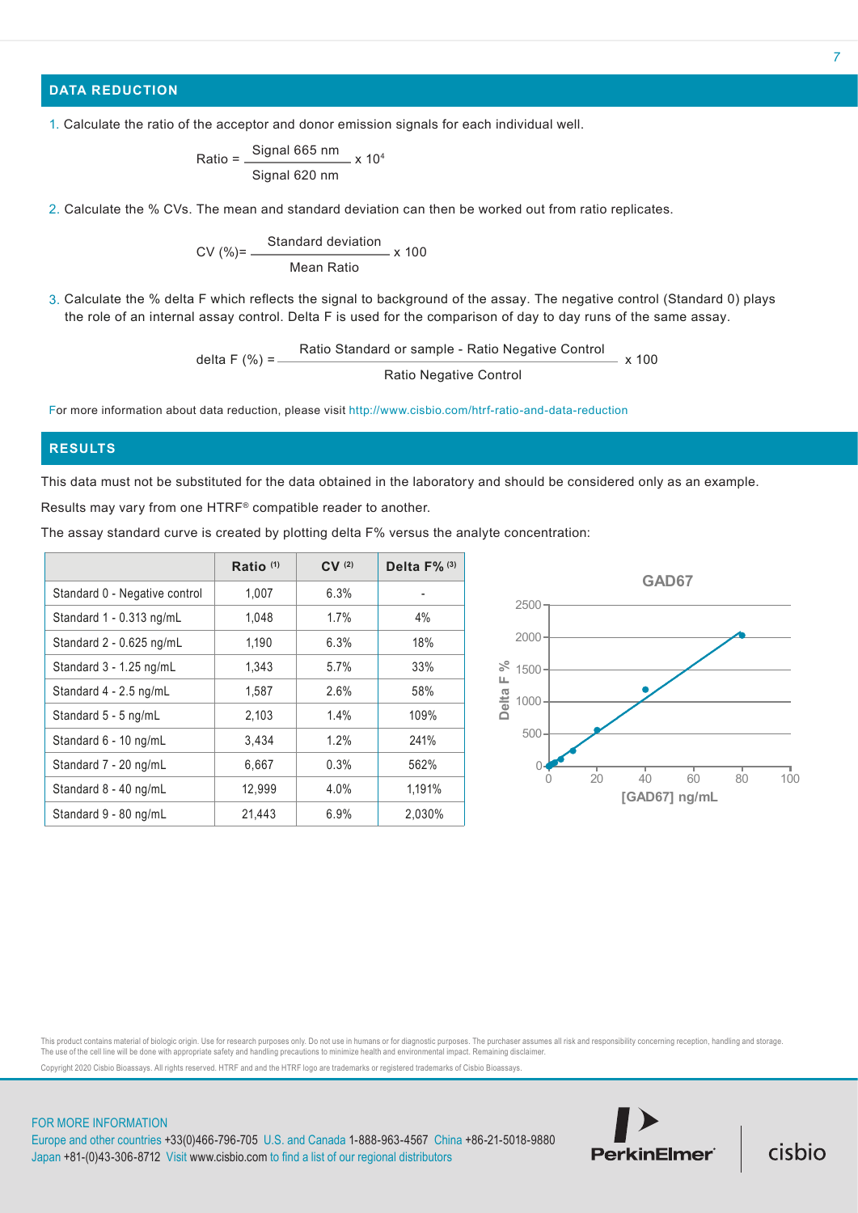## DATA REDUCTION

1. Calculate the ratio of the acceptor and donor emission signals for each individual well.

$$\text{Ratio} = \frac{\text{Signal 665 nm}}{\text{Signal 620 nm}} \times 10^4$$

2. Calculate the % CVs. The mean and standard deviation can then be worked out from ratio replicates.

$$\text{CV (\%)} = \frac{\text{Standard deviation}}{\text{Mean Ratio}} \times 100$$

3. Calculate the % delta F which reflects the signal to background of the assay. The negative control (Standard 0) plays the role of an internal assay control. Delta F is used for the comparison of day to day runs of the same assay.

$$\text{delta F (\%)} = \frac{\text{Ratio Standard or sample - Ratio Negative Control}}{\text{Ratio Negative Control}} \times 100$$

For more information about data reduction, please visit http://www.cisbio.com/htrf-ratio-and-data-reduction

## RESULTS

This data must not be substituted for the data obtained in the laboratory and should be considered only as an example.

Results may vary from one HTRF® compatible reader to another.

The assay standard curve is created by plotting delta F% versus the analyte concentration:

| | Ratio [1] | CV [2] | Delta F% [3] |
|---|---|---|---|
| Standard 0 - Negative control | 1,007 | 6.3% | - |
| Standard 1 - 0.313 ng/mL | 1,048 | 1.7% | 4% |
| Standard 2 - 0.625 ng/mL | 1,190 | 6.3% | 18% |
| Standard 3 - 1.25 ng/mL | 1,343 | 5.7% | 33% |
| Standard 4 - 2.5 ng/mL | 1,587 | 2.6% | 58% |
| Standard 5 - 5 ng/mL | 2,103 | 1.4% | 109% |
| Standard 6 - 10 ng/mL | 3,434 | 1.2% | 241% |
| Standard 7 - 20 ng/mL | 6,667 | 0.3% | 562% |
| Standard 8 - 40 ng/mL | 12,999 | 4.0% | 1,191% |
| Standard 9 - 80 ng/mL | 21,443 | 6.9% | 2,030% |

GAD67

Delta F %

2500
2000
1500
1000
500
0

0 20 40 60 80 100

[GAD67] ng/mL

This product contains material of biologic origin. Use for research purposes only. Do not use in humans or for diagnostic purposes. The purchaser assumes all risk and responsibility concerning reception, handling and storage. The use of the cell line will be done with appropriate safety and handling precautions to minimize health and environmental impact. Remaining disclaimer.

Copyright 2020 Cisbio Bioassays. All rights reserved. HTRF and and the HTRF logo are trademarks or registered trademarks of Cisbio Bioassays.

FOR MORE INFORMATION
Europe and other countries +33(0)466-796-705 U.S. and Canada 1-888-963-4567 China +86-21-5018-9880
Japan +81-(0)43-306-8712 Visit www.cisbio.com to find a list of our regional distributors

PerkinElmer | cisbio